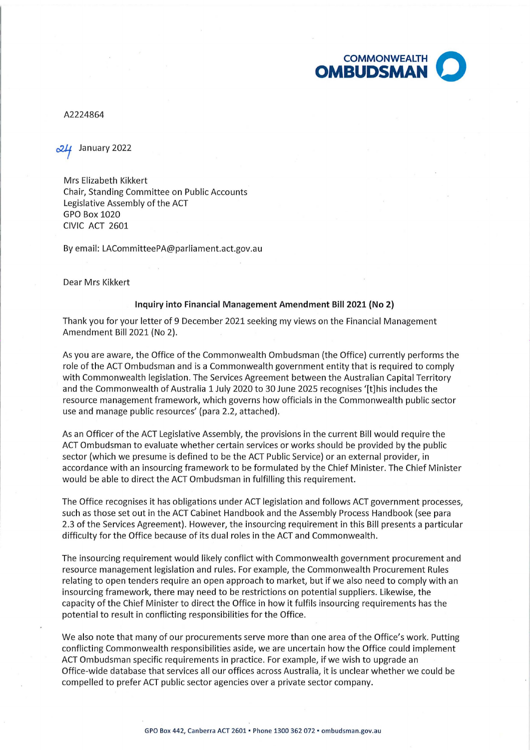COMMONWEALTH
**OMBUDSMAN**

A2224864

24 January 2022

Mrs Elizabeth Kikkert
Chair, Standing Committee on Public Accounts
Legislative Assembly of the ACT
GPO Box 1020
CIVIC ACT 2601

By email: LACommitteePA@parliament.act.gov.au

Dear Mrs Kikkert

**Inquiry into Financial Management Amendment Bill 2021 (No 2)**

Thank you for your letter of 9 December 2021 seeking my views on the Financial Management Amendment Bill 2021 (No 2).

As you are aware, the Office of the Commonwealth Ombudsman (the Office) currently performs the role of the ACT Ombudsman and is a Commonwealth government entity that is required to comply with Commonwealth legislation. The Services Agreement between the Australian Capital Territory and the Commonwealth of Australia 1 July 2020 to 30 June 2025 recognises '[t]his includes the resource management framework, which governs how officials in the Commonwealth public sector use and manage public resources' (para 2.2, attached).

As an Officer of the ACT Legislative Assembly, the provisions in the current Bill would require the ACT Ombudsman to evaluate whether certain services or works should be provided by the public sector (which we presume is defined to be the ACT Public Service) or an external provider, in accordance with an insourcing framework to be formulated by the Chief Minister. The Chief Minister would be able to direct the ACT Ombudsman in fulfilling this requirement.

The Office recognises it has obligations under ACT legislation and follows ACT government processes, such as those set out in the ACT Cabinet Handbook and the Assembly Process Handbook (see para 2.3 of the Services Agreement). However, the insourcing requirement in this Bill presents a particular difficulty for the Office because of its dual roles in the ACT and Commonwealth.

The insourcing requirement would likely conflict with Commonwealth government procurement and resource management legislation and rules. For example, the Commonwealth Procurement Rules relating to open tenders require an open approach to market, but if we also need to comply with an insourcing framework, there may need to be restrictions on potential suppliers. Likewise, the capacity of the Chief Minister to direct the Office in how it fulfils insourcing requirements has the potential to result in conflicting responsibilities for the Office.

We also note that many of our procurements serve more than one area of the Office's work. Putting conflicting Commonwealth responsibilities aside, we are uncertain how the Office could implement ACT Ombudsman specific requirements in practice. For example, if we wish to upgrade an Office-wide database that services all our offices across Australia, it is unclear whether we could be compelled to prefer ACT public sector agencies over a private sector company.

GPO Box 442, Canberra ACT 2601 • Phone 1300 362 072 • ombudsman.gov.au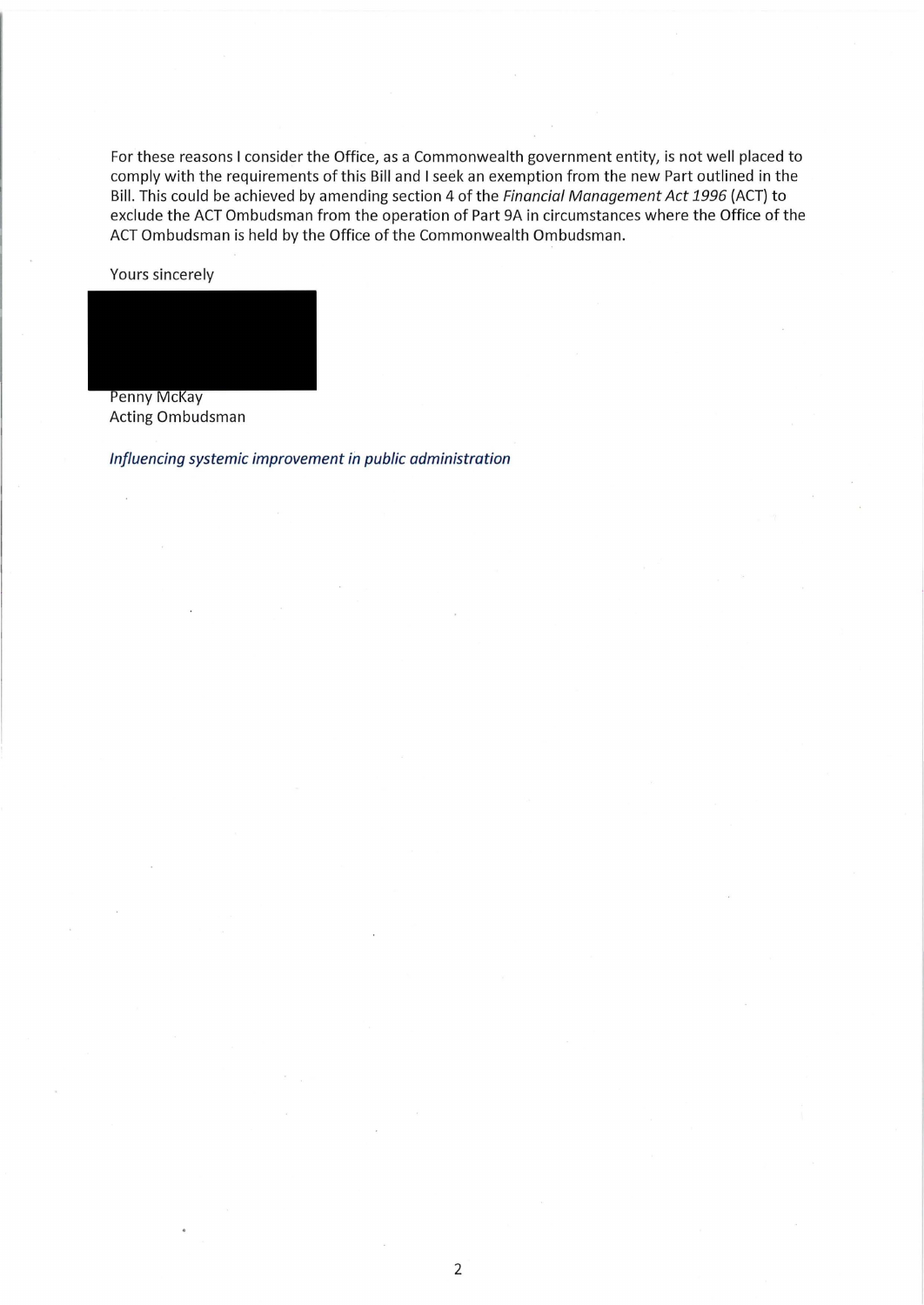For these reasons I consider the Office, as a Commonwealth government entity, is not well placed to comply with the requirements of this Bill and I seek an exemption from the new Part outlined in the Bill. This could be achieved by amending section 4 of the *Financial Management Act 1996* (ACT) to exclude the ACT Ombudsman from the operation of Part 9A in circumstances where the Office of the ACT Ombudsman is held by the Office of the Commonwealth Ombudsman.

Yours sincerely

Penny McKay
Acting Ombudsman

*Influencing systemic improvement in public administration*